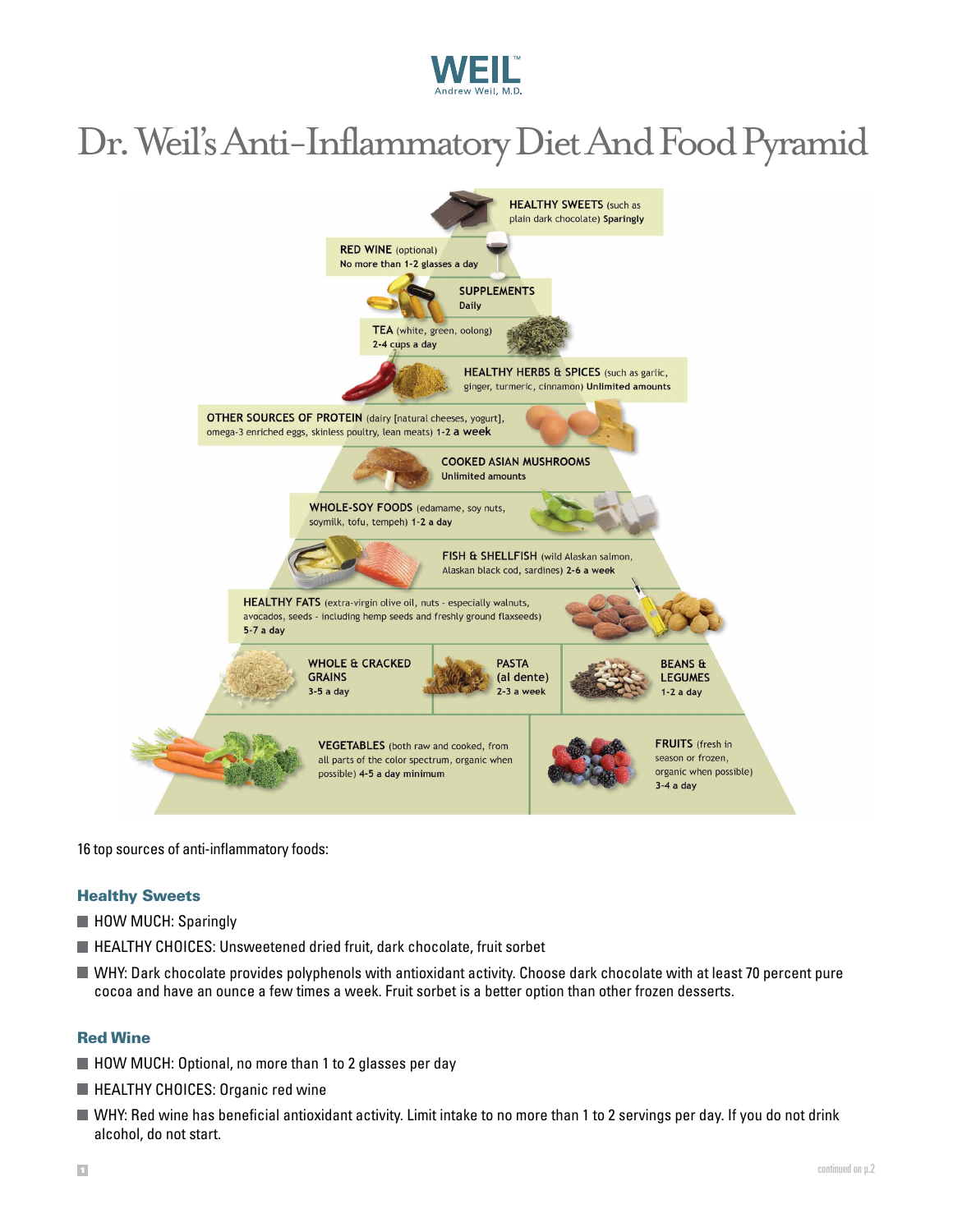WEIL
Andrew Weil, M.D.

# Dr. Weil's Anti-Inflammatory Diet And Food Pyramid

HEALTHY SWEETS (such as plain dark chocolate) **Sparingly**

RED WINE (optional) No more than 1-2 glasses a day

SUPPLEMENTS Daily

TEA (white, green, oolong) 2-4 cups a day

HEALTHY HERBS & SPICES (such as garlic, ginger, turmeric, cinnamon) **Unlimited amounts**

OTHER SOURCES OF PROTEIN (dairy [natural cheeses, yogurt], omega-3 enriched eggs, skinless poultry, lean meats) 1-2 **a week**

COOKED ASIAN MUSHROOMS Unlimited amounts

WHOLE-SOY FOODS (edamame, soy nuts, soymilk, tofu, tempeh) **1-2 a day**

FISH & SHELLFISH (wild Alaskan salmon, Alaskan black cod, sardines) **2-6 a week**

HEALTHY FATS (extra-virgin olive oil, nuts - especially walnuts, avocados, seeds - including hemp seeds and freshly ground flaxseeds) **5-7 a day**

WHOLE & CRACKED GRAINS 3-5 a day

PASTA (al dente) 2-3 a week

BEANS & LEGUMES 1-2 a day

VEGETABLES (both raw and cooked, from all parts of the color spectrum, organic when possible) **4-5 a day minimum**

FRUITS (fresh in season or frozen, organic when possible) **3-4 a day**

16 top sources of anti-inflammatory foods:

### Healthy Sweets

- HOW MUCH: Sparingly
- HEALTHY CHOICES: Unsweetened dried fruit, dark chocolate, fruit sorbet
- WHY: Dark chocolate provides polyphenols with antioxidant activity. Choose dark chocolate with at least 70 percent pure cocoa and have an ounce a few times a week. Fruit sorbet is a better option than other frozen desserts.

### Red Wine

- HOW MUCH: Optional, no more than 1 to 2 glasses per day
- HEALTHY CHOICES: Organic red wine
- WHY: Red wine has beneficial antioxidant activity. Limit intake to no more than 1 to 2 servings per day. If you do not drink alcohol, do not start.

continued on p.2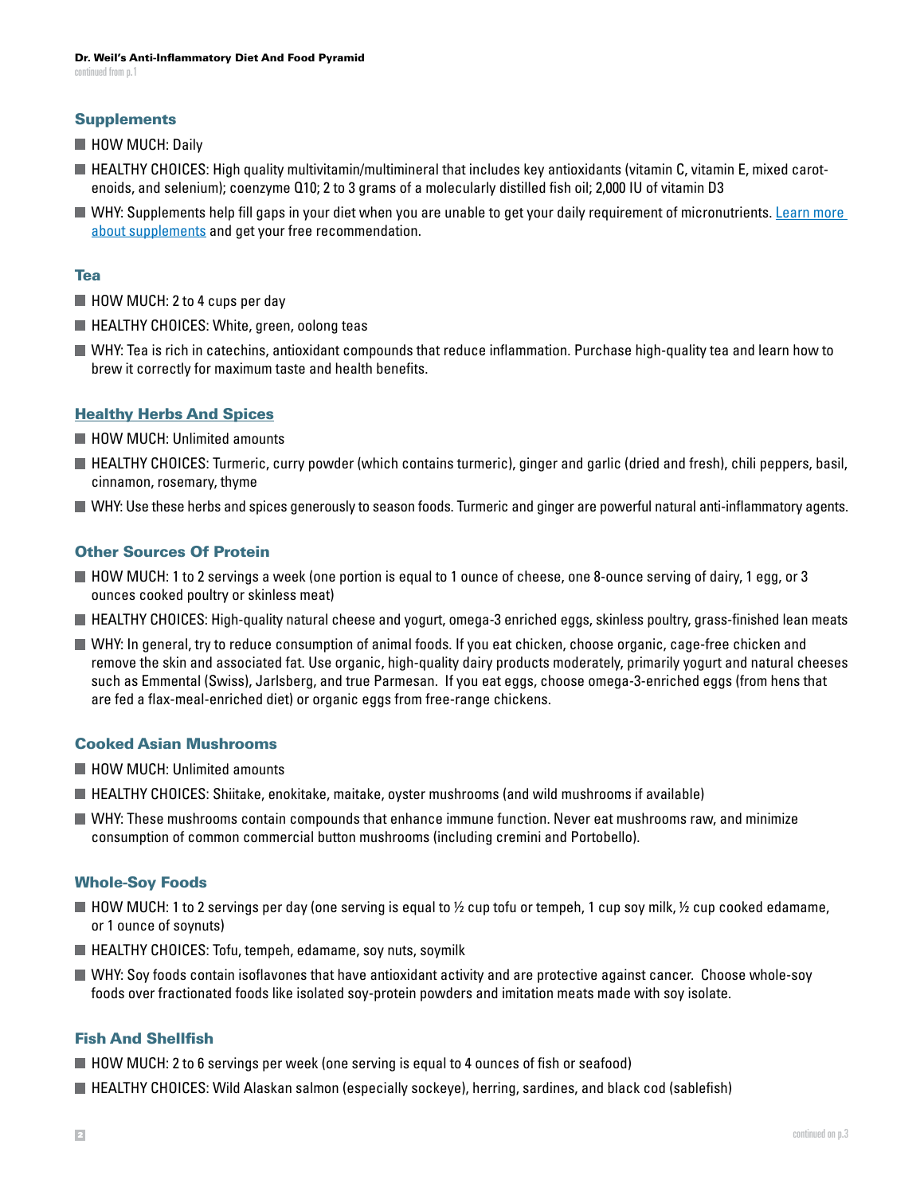## Supplements

- HOW MUCH: Daily
- HEALTHY CHOICES: High quality multivitamin/multimineral that includes key antioxidants (vitamin C, vitamin E, mixed carotenoids, and selenium); coenzyme Q10; 2 to 3 grams of a molecularly distilled fish oil; 2,000 IU of vitamin D3
- WHY: Supplements help fill gaps in your diet when you are unable to get your daily requirement of micronutrients. Learn more about supplements and get your free recommendation.

## Tea

- HOW MUCH: 2 to 4 cups per day
- HEALTHY CHOICES: White, green, oolong teas
- WHY: Tea is rich in catechins, antioxidant compounds that reduce inflammation. Purchase high-quality tea and learn how to brew it correctly for maximum taste and health benefits.

## Healthy Herbs And Spices

- HOW MUCH: Unlimited amounts
- HEALTHY CHOICES: Turmeric, curry powder (which contains turmeric), ginger and garlic (dried and fresh), chili peppers, basil, cinnamon, rosemary, thyme
- WHY: Use these herbs and spices generously to season foods. Turmeric and ginger are powerful natural anti-inflammatory agents.

## Other Sources Of Protein

- HOW MUCH: 1 to 2 servings a week (one portion is equal to 1 ounce of cheese, one 8-ounce serving of dairy, 1 egg, or 3 ounces cooked poultry or skinless meat)
- HEALTHY CHOICES: High-quality natural cheese and yogurt, omega-3 enriched eggs, skinless poultry, grass-finished lean meats
- WHY: In general, try to reduce consumption of animal foods. If you eat chicken, choose organic, cage-free chicken and remove the skin and associated fat. Use organic, high-quality dairy products moderately, primarily yogurt and natural cheeses such as Emmental (Swiss), Jarlsberg, and true Parmesan. If you eat eggs, choose omega-3-enriched eggs (from hens that are fed a flax-meal-enriched diet) or organic eggs from free-range chickens.

## Cooked Asian Mushrooms

- HOW MUCH: Unlimited amounts
- HEALTHY CHOICES: Shiitake, enokitake, maitake, oyster mushrooms (and wild mushrooms if available)
- WHY: These mushrooms contain compounds that enhance immune function. Never eat mushrooms raw, and minimize consumption of common commercial button mushrooms (including cremini and Portobello).

## Whole-Soy Foods

- HOW MUCH: 1 to 2 servings per day (one serving is equal to ½ cup tofu or tempeh, 1 cup soy milk, ½ cup cooked edamame, or 1 ounce of soynuts)
- HEALTHY CHOICES: Tofu, tempeh, edamame, soy nuts, soymilk
- WHY: Soy foods contain isoflavones that have antioxidant activity and are protective against cancer. Choose whole-soy foods over fractionated foods like isolated soy-protein powders and imitation meats made with soy isolate.

## Fish And Shellfish

- HOW MUCH: 2 to 6 servings per week (one serving is equal to 4 ounces of fish or seafood)
- HEALTHY CHOICES: Wild Alaskan salmon (especially sockeye), herring, sardines, and black cod (sablefish)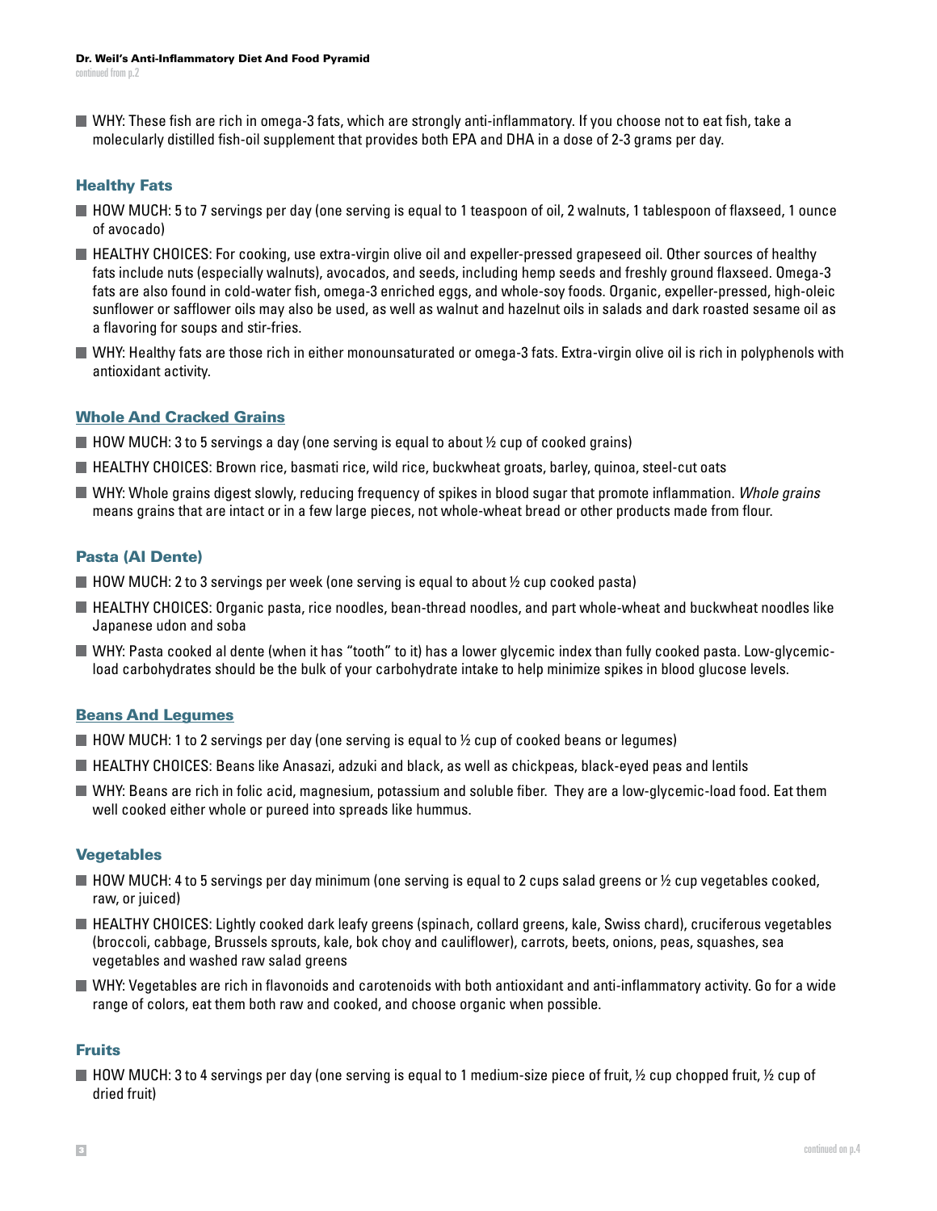- WHY: These fish are rich in omega-3 fats, which are strongly anti-inflammatory. If you choose not to eat fish, take a molecularly distilled fish-oil supplement that provides both EPA and DHA in a dose of 2-3 grams per day.

### Healthy Fats

- HOW MUCH: 5 to 7 servings per day (one serving is equal to 1 teaspoon of oil, 2 walnuts, 1 tablespoon of flaxseed, 1 ounce of avocado)
- HEALTHY CHOICES: For cooking, use extra-virgin olive oil and expeller-pressed grapeseed oil. Other sources of healthy fats include nuts (especially walnuts), avocados, and seeds, including hemp seeds and freshly ground flaxseed. Omega-3 fats are also found in cold-water fish, omega-3 enriched eggs, and whole-soy foods. Organic, expeller-pressed, high-oleic sunflower or safflower oils may also be used, as well as walnut and hazelnut oils in salads and dark roasted sesame oil as a flavoring for soups and stir-fries.
- WHY: Healthy fats are those rich in either monounsaturated or omega-3 fats. Extra-virgin olive oil is rich in polyphenols with antioxidant activity.

### Whole And Cracked Grains

- HOW MUCH: 3 to 5 servings a day (one serving is equal to about ½ cup of cooked grains)
- HEALTHY CHOICES: Brown rice, basmati rice, wild rice, buckwheat groats, barley, quinoa, steel-cut oats
- WHY: Whole grains digest slowly, reducing frequency of spikes in blood sugar that promote inflammation. *Whole grains* means grains that are intact or in a few large pieces, not whole-wheat bread or other products made from flour.

### Pasta (Al Dente)

- HOW MUCH: 2 to 3 servings per week (one serving is equal to about ½ cup cooked pasta)
- HEALTHY CHOICES: Organic pasta, rice noodles, bean-thread noodles, and part whole-wheat and buckwheat noodles like Japanese udon and soba
- WHY: Pasta cooked al dente (when it has "tooth" to it) has a lower glycemic index than fully cooked pasta. Low-glycemic-load carbohydrates should be the bulk of your carbohydrate intake to help minimize spikes in blood glucose levels.

### Beans And Legumes

- HOW MUCH: 1 to 2 servings per day (one serving is equal to ½ cup of cooked beans or legumes)
- HEALTHY CHOICES: Beans like Anasazi, adzuki and black, as well as chickpeas, black-eyed peas and lentils
- WHY: Beans are rich in folic acid, magnesium, potassium and soluble fiber. They are a low-glycemic-load food. Eat them well cooked either whole or pureed into spreads like hummus.

### Vegetables

- HOW MUCH: 4 to 5 servings per day minimum (one serving is equal to 2 cups salad greens or ½ cup vegetables cooked, raw, or juiced)
- HEALTHY CHOICES: Lightly cooked dark leafy greens (spinach, collard greens, kale, Swiss chard), cruciferous vegetables (broccoli, cabbage, Brussels sprouts, kale, bok choy and cauliflower), carrots, beets, onions, peas, squashes, sea vegetables and washed raw salad greens
- WHY: Vegetables are rich in flavonoids and carotenoids with both antioxidant and anti-inflammatory activity. Go for a wide range of colors, eat them both raw and cooked, and choose organic when possible.

### Fruits

- HOW MUCH: 3 to 4 servings per day (one serving is equal to 1 medium-size piece of fruit, ½ cup chopped fruit, ½ cup of dried fruit)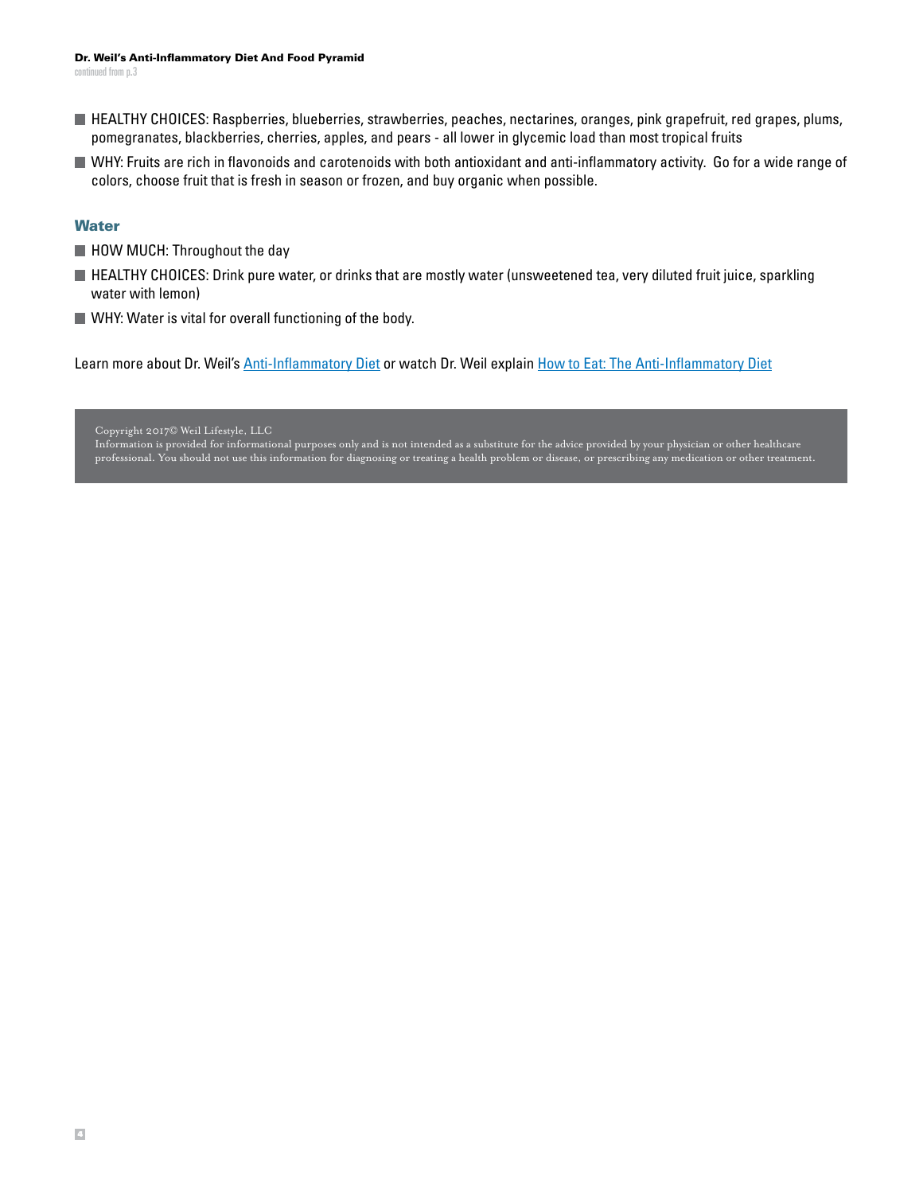continued from p.3

- HEALTHY CHOICES: Raspberries, blueberries, strawberries, peaches, nectarines, oranges, pink grapefruit, red grapes, plums, pomegranates, blackberries, cherries, apples, and pears - all lower in glycemic load than most tropical fruits
- WHY: Fruits are rich in flavonoids and carotenoids with both antioxidant and anti-inflammatory activity. Go for a wide range of colors, choose fruit that is fresh in season or frozen, and buy organic when possible.

### Water

- HOW MUCH: Throughout the day
- HEALTHY CHOICES: Drink pure water, or drinks that are mostly water (unsweetened tea, very diluted fruit juice, sparkling water with lemon)
- WHY: Water is vital for overall functioning of the body.

Learn more about Dr. Weil's Anti-Inflammatory Diet or watch Dr. Weil explain How to Eat: The Anti-Inflammatory Diet

Copyright 2017© Weil Lifestyle, LLC
Information is provided for informational purposes only and is not intended as a substitute for the advice provided by your physician or other healthcare professional. You should not use this information for diagnosing or treating a health problem or disease, or prescribing any medication or other treatment.